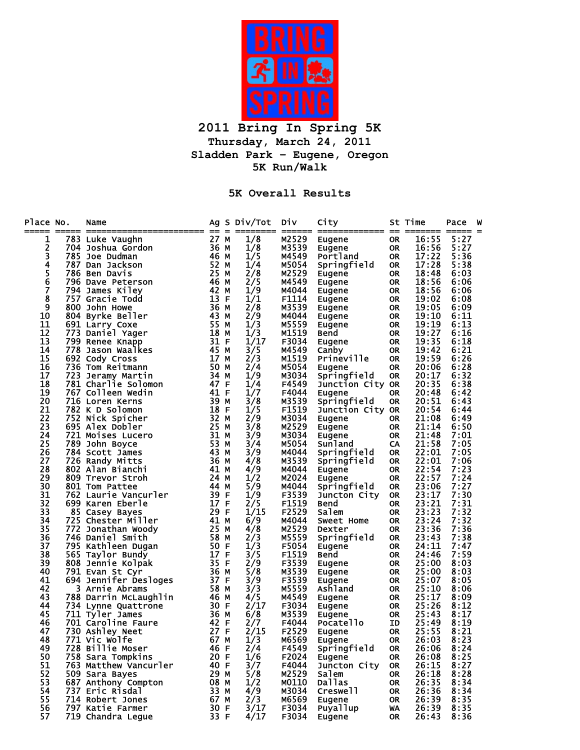# 2011 Bring In Spring 5K

## Thursday, March 24, 2011
## Sladden Park - Eugene, Oregon
## 5K Run/Walk

### 5K Overall Results

| Place | No. | Name | Ag | S | Div/Tot | Div | City | St | Time | Pace | W |
|---|---|---|---|---|---|---|---|---|---|---|---|
| 1 | 783 | Luke Vaughn | 27 | M | 1/8 | M2529 | Eugene | OR | 16:55 | 5:27 | |
| 2 | 704 | Joshua Gordon | 36 | M | 1/8 | M3539 | Eugene | OR | 16:56 | 5:27 | |
| 3 | 785 | Joe Dudman | 46 | M | 1/5 | M4549 | Portland | OR | 17:22 | 5:36 | |
| 4 | 787 | Dan Jackson | 52 | M | 1/4 | M5054 | Springfield | OR | 17:28 | 5:38 | |
| 5 | 786 | Ben Davis | 25 | M | 2/8 | M2529 | Eugene | OR | 18:48 | 6:03 | |
| 6 | 796 | Dave Peterson | 46 | M | 2/5 | M4549 | Eugene | OR | 18:56 | 6:06 | |
| 7 | 794 | James Kiley | 42 | M | 1/9 | M4044 | Eugene | OR | 18:56 | 6:06 | |
| 8 | 757 | Gracie Todd | 13 | F | 1/1 | F1114 | Eugene | OR | 19:02 | 6:08 | |
| 9 | 800 | John Howe | 36 | M | 2/8 | M3539 | Eugene | OR | 19:05 | 6:09 | |
| 10 | 804 | Byrke Beller | 43 | M | 2/9 | M4044 | Eugene | OR | 19:10 | 6:11 | |
| 11 | 691 | Larry Coxe | 55 | M | 1/3 | M5559 | Eugene | OR | 19:19 | 6:13 | |
| 12 | 773 | Daniel Yager | 18 | M | 1/3 | M1519 | Bend | OR | 19:27 | 6:16 | |
| 13 | 799 | Renee Knapp | 31 | F | 1/17 | F3034 | Eugene | OR | 19:35 | 6:18 | |
| 14 | 778 | Jason Waalkes | 45 | M | 3/5 | M4549 | Canby | OR | 19:42 | 6:21 | |
| 15 | 692 | Cody Cross | 17 | M | 2/3 | M1519 | Prineville | OR | 19:59 | 6:26 | |
| 16 | 736 | Tom Reitmann | 50 | M | 2/4 | M5054 | Eugene | OR | 20:06 | 6:28 | |
| 17 | 723 | Jeramy Martin | 34 | M | 1/9 | M3034 | Springfield | OR | 20:17 | 6:32 | |
| 18 | 781 | Charlie Solomon | 47 | F | 1/4 | F4549 | Junction City | OR | 20:35 | 6:38 | |
| 19 | 767 | Colleen Wedin | 41 | F | 1/7 | F4044 | Eugene | OR | 20:48 | 6:42 | |
| 20 | 716 | Loren Kerns | 39 | M | 3/8 | M3539 | Springfield | OR | 20:51 | 6:43 | |
| 21 | 782 | K D Solomon | 18 | F | 1/5 | F1519 | Junction City | OR | 20:54 | 6:44 | |
| 22 | 752 | Nick Spicher | 32 | M | 2/9 | M3034 | Eugene | OR | 21:08 | 6:49 | |
| 23 | 695 | Alex Dobler | 25 | M | 3/8 | M2529 | Eugene | OR | 21:14 | 6:50 | |
| 24 | 721 | Moises Lucero | 31 | M | 3/9 | M3034 | Eugene | OR | 21:48 | 7:01 | |
| 25 | 789 | John Boyce | 53 | M | 3/4 | M5054 | Sunland | CA | 21:58 | 7:05 | |
| 26 | 784 | Scott James | 43 | M | 3/9 | M4044 | Springfield | OR | 22:01 | 7:05 | |
| 27 | 726 | Randy Mitts | 36 | M | 4/8 | M3539 | Springfield | OR | 22:01 | 7:06 | |
| 28 | 802 | Alan Bianchi | 41 | M | 4/9 | M4044 | Eugene | OR | 22:54 | 7:23 | |
| 29 | 809 | Trevor Stroh | 24 | M | 1/2 | M2024 | Eugene | OR | 22:57 | 7:24 | |
| 30 | 801 | Tom Pattee | 44 | M | 5/9 | M4044 | Springfield | OR | 23:06 | 7:27 | |
| 31 | 762 | Laurie Vancurler | 39 | F | 1/9 | F3539 | Juncton City | OR | 23:17 | 7:30 | |
| 32 | 699 | Karen Eberle | 17 | F | 2/5 | F1519 | Bend | OR | 23:21 | 7:31 | |
| 33 | 85 | Casey Bayes | 29 | F | 1/15 | F2529 | Salem | OR | 23:23 | 7:32 | |
| 34 | 725 | Chester Miller | 41 | M | 6/9 | M4044 | Sweet Home | OR | 23:24 | 7:32 | |
| 35 | 772 | Jonathan Woody | 25 | M | 4/8 | M2529 | Dexter | OR | 23:36 | 7:36 | |
| 36 | 746 | Daniel Smith | 58 | M | 2/3 | M5559 | Springfield | OR | 23:43 | 7:38 | |
| 37 | 795 | Kathleen Dugan | 50 | F | 1/3 | F5054 | Eugene | OR | 24:11 | 7:47 | |
| 38 | 565 | Taylor Bundy | 17 | F | 3/5 | F1519 | Bend | OR | 24:46 | 7:59 | |
| 39 | 808 | Jennie Kolpak | 35 | F | 2/9 | F3539 | Eugene | OR | 25:00 | 8:03 | |
| 40 | 791 | Evan St Cyr | 36 | M | 5/8 | M3539 | Eugene | OR | 25:00 | 8:03 | |
| 41 | 694 | Jennifer Desloges | 37 | F | 3/9 | F3539 | Eugene | OR | 25:07 | 8:05 | |
| 42 | 3 | Arnie Abrams | 58 | M | 3/3 | M5559 | Ashland | OR | 25:10 | 8:06 | |
| 43 | 788 | Darrin McLaughlin | 46 | M | 4/5 | M4549 | Eugene | OR | 25:17 | 8:09 | |
| 44 | 734 | Lynne Quattrone | 30 | F | 2/17 | F3034 | Eugene | OR | 25:26 | 8:12 | |
| 45 | 711 | Tyler James | 36 | M | 6/8 | M3539 | Eugene | OR | 25:43 | 8:17 | |
| 46 | 701 | Caroline Faure | 42 | F | 2/7 | F4044 | Pocatello | ID | 25:49 | 8:19 | |
| 47 | 730 | Ashley Neet | 27 | F | 2/15 | F2529 | Eugene | OR | 25:55 | 8:21 | |
| 48 | 771 | Vic Wolfe | 67 | M | 1/3 | M6569 | Eugene | OR | 26:03 | 8:23 | |
| 49 | 728 | Billie Moser | 46 | F | 2/4 | F4549 | Springfield | OR | 26:06 | 8:24 | |
| 50 | 758 | Sara Tompkins | 20 | F | 1/6 | F2024 | Eugene | OR | 26:08 | 8:25 | |
| 51 | 763 | Matthew Vancurler | 40 | F | 3/7 | F4044 | Juncton City | OR | 26:15 | 8:27 | |
| 52 | 509 | Sara Bayes | 29 | M | 5/8 | M2529 | Salem | OR | 26:18 | 8:28 | |
| 53 | 687 | Anthony Compton | 08 | M | 1/2 | M0110 | Dallas | OR | 26:35 | 8:34 | |
| 54 | 737 | Eric Risdal | 33 | M | 4/9 | M3034 | Creswell | OR | 26:36 | 8:34 | |
| 55 | 714 | Robert Jones | 67 | M | 2/3 | M6569 | Eugene | OR | 26:39 | 8:35 | |
| 56 | 797 | Katie Farmer | 30 | F | 3/17 | F3034 | Puyallup | WA | 26:39 | 8:35 | |
| 57 | 719 | Chandra Legue | 33 | F | 4/17 | F3034 | Eugene | OR | 26:43 | 8:36 | |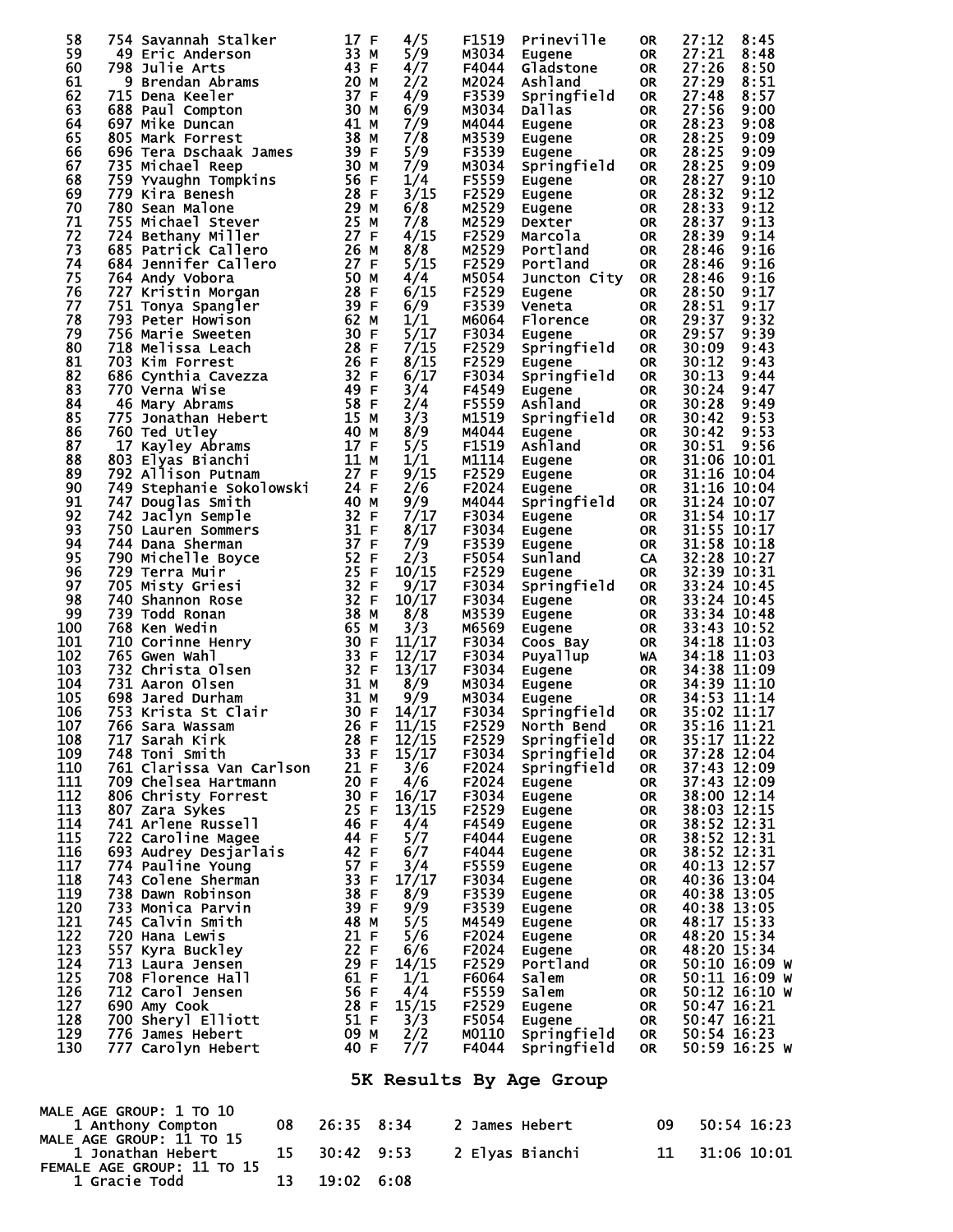| Place | Bib | Name | Age | Sex | Div Place | Division | City | State | Time | Pace | |
|---|---|---|---|---|---|---|---|---|---|---|---|
| 58 | 754 | Savannah Stalker | 17 | F | 4/5 | F1519 | Prineville | OR | 27:12 | 8:45 | |
| 59 | 49 | Eric Anderson | 33 | M | 5/9 | M3034 | Eugene | OR | 27:21 | 8:48 | |
| 60 | 798 | Julie Arts | 43 | F | 4/7 | F4044 | Gladstone | OR | 27:26 | 8:50 | |
| 61 | 9 | Brendan Abrams | 20 | M | 2/2 | M2024 | Ashland | OR | 27:29 | 8:51 | |
| 62 | 715 | Dena Keeler | 37 | F | 4/9 | F3539 | Springfield | OR | 27:48 | 8:57 | |
| 63 | 688 | Paul Compton | 30 | M | 6/9 | M3034 | Dallas | OR | 27:56 | 9:00 | |
| 64 | 697 | Mike Duncan | 41 | M | 7/9 | M4044 | Eugene | OR | 28:23 | 9:08 | |
| 65 | 805 | Mark Forrest | 38 | M | 7/8 | M3539 | Eugene | OR | 28:25 | 9:09 | |
| 66 | 696 | Tera Dschaak James | 39 | F | 5/9 | F3539 | Eugene | OR | 28:25 | 9:09 | |
| 67 | 735 | Michael Reep | 30 | M | 7/9 | M3034 | Springfield | OR | 28:25 | 9:09 | |
| 68 | 759 | Yvaughn Tompkins | 56 | F | 1/4 | F5559 | Eugene | OR | 28:27 | 9:10 | |
| 69 | 779 | Kira Benesh | 28 | F | 3/15 | F2529 | Eugene | OR | 28:32 | 9:12 | |
| 70 | 780 | Sean Malone | 29 | M | 6/8 | M2529 | Eugene | OR | 28:33 | 9:12 | |
| 71 | 755 | Michael Stever | 25 | M | 7/8 | M2529 | Dexter | OR | 28:37 | 9:13 | |
| 72 | 724 | Bethany Miller | 27 | F | 4/15 | F2529 | Marcola | OR | 28:39 | 9:14 | |
| 73 | 685 | Patrick Callero | 26 | M | 8/8 | M2529 | Portland | OR | 28:46 | 9:16 | |
| 74 | 684 | Jennifer Callero | 27 | F | 5/15 | F2529 | Portland | OR | 28:46 | 9:16 | |
| 75 | 764 | Andy Vobora | 50 | M | 4/4 | M5054 | Juncton City | OR | 28:46 | 9:16 | |
| 76 | 727 | Kristin Morgan | 28 | F | 6/15 | F2529 | Eugene | OR | 28:50 | 9:17 | |
| 77 | 751 | Tonya Spangler | 39 | F | 6/9 | F3539 | Veneta | OR | 28:51 | 9:17 | |
| 78 | 793 | Peter Howison | 62 | M | 1/1 | M6064 | Florence | OR | 29:37 | 9:32 | |
| 79 | 756 | Marie Sweeten | 30 | F | 5/17 | F3034 | Eugene | OR | 29:57 | 9:39 | |
| 80 | 718 | Melissa Leach | 28 | F | 7/15 | F2529 | Springfield | OR | 30:09 | 9:43 | |
| 81 | 703 | Kim Forrest | 26 | F | 8/15 | F2529 | Eugene | OR | 30:12 | 9:43 | |
| 82 | 686 | Cynthia Cavezza | 32 | F | 6/17 | F3034 | Springfield | OR | 30:13 | 9:44 | |
| 83 | 770 | Verna Wise | 49 | F | 3/4 | F4549 | Eugene | OR | 30:24 | 9:47 | |
| 84 | 46 | Mary Abrams | 58 | F | 2/4 | F5559 | Ashland | OR | 30:28 | 9:49 | |
| 85 | 775 | Jonathan Hebert | 15 | M | 3/3 | M1519 | Springfield | OR | 30:42 | 9:53 | |
| 86 | 760 | Ted Utley | 40 | M | 8/9 | M4044 | Eugene | OR | 30:42 | 9:53 | |
| 87 | 17 | Kayley Abrams | 17 | F | 5/5 | F1519 | Ashland | OR | 30:51 | 9:56 | |
| 88 | 803 | Elyas Bianchi | 11 | M | 1/1 | M1114 | Eugene | OR | 31:06 | 10:01 | |
| 89 | 792 | Allison Putnam | 27 | F | 9/15 | F2529 | Eugene | OR | 31:16 | 10:04 | |
| 90 | 749 | Stephanie Sokolowski | 24 | F | 2/6 | F2024 | Eugene | OR | 31:16 | 10:04 | |
| 91 | 747 | Douglas Smith | 40 | M | 9/9 | M4044 | Springfield | OR | 31:24 | 10:07 | |
| 92 | 742 | Jaclyn Semple | 32 | F | 7/17 | F3034 | Eugene | OR | 31:54 | 10:17 | |
| 93 | 750 | Lauren Sommers | 31 | F | 8/17 | F3034 | Eugene | OR | 31:55 | 10:17 | |
| 94 | 744 | Dana Sherman | 37 | F | 7/9 | F3539 | Eugene | OR | 31:58 | 10:18 | |
| 95 | 790 | Michelle Boyce | 52 | F | 2/3 | F5054 | Sunland | CA | 32:28 | 10:27 | |
| 96 | 729 | Terra Muir | 25 | F | 10/15 | F2529 | Eugene | OR | 32:39 | 10:31 | |
| 97 | 705 | Misty Griesi | 32 | F | 9/17 | F3034 | Springfield | OR | 33:24 | 10:45 | |
| 98 | 740 | Shannon Rose | 32 | F | 10/17 | F3034 | Eugene | OR | 33:24 | 10:45 | |
| 99 | 739 | Todd Ronan | 38 | M | 8/8 | M3539 | Eugene | OR | 33:34 | 10:48 | |
| 100 | 768 | Ken Wedin | 65 | M | 3/3 | M6569 | Eugene | OR | 33:43 | 10:52 | |
| 101 | 710 | Corinne Henry | 30 | F | 11/17 | F3034 | Coos Bay | OR | 34:18 | 11:03 | |
| 102 | 765 | Gwen Wahl | 33 | F | 12/17 | F3034 | Puyallup | WA | 34:18 | 11:03 | |
| 103 | 732 | Christa Olsen | 32 | F | 13/17 | F3034 | Eugene | OR | 34:38 | 11:09 | |
| 104 | 731 | Aaron Olsen | 31 | M | 8/9 | M3034 | Eugene | OR | 34:39 | 11:10 | |
| 105 | 698 | Jared Durham | 31 | M | 9/9 | M3034 | Eugene | OR | 34:53 | 11:14 | |
| 106 | 753 | Krista St Clair | 30 | F | 14/17 | F3034 | Springfield | OR | 35:02 | 11:17 | |
| 107 | 766 | Sara Wassam | 26 | F | 11/15 | F2529 | North Bend | OR | 35:16 | 11:21 | |
| 108 | 717 | Sarah Kirk | 28 | F | 12/15 | F2529 | Springfield | OR | 35:17 | 11:22 | |
| 109 | 748 | Toni Smith | 33 | F | 15/17 | F3034 | Springfield | OR | 37:28 | 12:04 | |
| 110 | 761 | Clarissa Van Carlson | 21 | F | 3/6 | F2024 | Springfield | OR | 37:43 | 12:09 | |
| 111 | 709 | Chelsea Hartmann | 20 | F | 4/6 | F2024 | Eugene | OR | 37:43 | 12:09 | |
| 112 | 806 | Christy Forrest | 30 | F | 16/17 | F3034 | Eugene | OR | 38:00 | 12:14 | |
| 113 | 807 | Zara Sykes | 25 | F | 13/15 | F2529 | Eugene | OR | 38:03 | 12:15 | |
| 114 | 741 | Arlene Russell | 46 | F | 4/4 | F4549 | Eugene | OR | 38:52 | 12:31 | |
| 115 | 722 | Caroline Magee | 44 | F | 5/7 | F4044 | Eugene | OR | 38:52 | 12:31 | |
| 116 | 693 | Audrey Desjarlais | 42 | F | 6/7 | F4044 | Eugene | OR | 38:52 | 12:31 | |
| 117 | 774 | Pauline Young | 57 | F | 3/4 | F5559 | Eugene | OR | 40:13 | 12:57 | |
| 118 | 743 | Colene Sherman | 33 | F | 17/17 | F3034 | Eugene | OR | 40:36 | 13:04 | |
| 119 | 738 | Dawn Robinson | 38 | F | 8/9 | F3539 | Eugene | OR | 40:38 | 13:05 | |
| 120 | 733 | Monica Parvin | 39 | F | 9/9 | F3539 | Eugene | OR | 40:38 | 13:05 | |
| 121 | 745 | Calvin Smith | 48 | M | 5/5 | M4549 | Eugene | OR | 48:17 | 15:33 | |
| 122 | 720 | Hana Lewis | 21 | F | 5/6 | F2024 | Eugene | OR | 48:20 | 15:34 | |
| 123 | 557 | Kyra Buckley | 22 | F | 6/6 | F2024 | Eugene | OR | 48:20 | 15:34 | |
| 124 | 713 | Laura Jensen | 29 | F | 14/15 | F2529 | Portland | OR | 50:10 | 16:09 | W |
| 125 | 708 | Florence Hall | 61 | F | 1/1 | F6064 | Salem | OR | 50:11 | 16:09 | W |
| 126 | 712 | Carol Jensen | 56 | F | 4/4 | F5559 | Salem | OR | 50:12 | 16:10 | W |
| 127 | 690 | Amy Cook | 28 | F | 15/15 | F2529 | Eugene | OR | 50:47 | 16:21 | |
| 128 | 700 | Sheryl Elliott | 51 | F | 3/3 | F5054 | Eugene | OR | 50:47 | 16:21 | |
| 129 | 776 | James Hebert | 09 | M | 2/2 | M0110 | Springfield | OR | 50:54 | 16:23 | |
| 130 | 777 | Carolyn Hebert | 40 | F | 7/7 | F4044 | Springfield | OR | 50:59 | 16:25 | W |

## 5K Results By Age Group

MALE AGE GROUP: 1 TO 10

| Place | Name | Age | Time | Pace | Place | Name | Age | Time | Pace |
|---|---|---|---|---|---|---|---|---|---|
| 1 | Anthony Compton | 08 | 26:35 | 8:34 | 2 | James Hebert | 09 | 50:54 | 16:23 |

MALE AGE GROUP: 11 TO 15

| Place | Name | Age | Time | Pace | Place | Name | Age | Time | Pace |
|---|---|---|---|---|---|---|---|---|---|
| 1 | Jonathan Hebert | 15 | 30:42 | 9:53 | 2 | Elyas Bianchi | 11 | 31:06 | 10:01 |

FEMALE AGE GROUP: 11 TO 15

| Place | Name | Age | Time | Pace |
|---|---|---|---|---|
| 1 | Gracie Todd | 13 | 19:02 | 6:08 |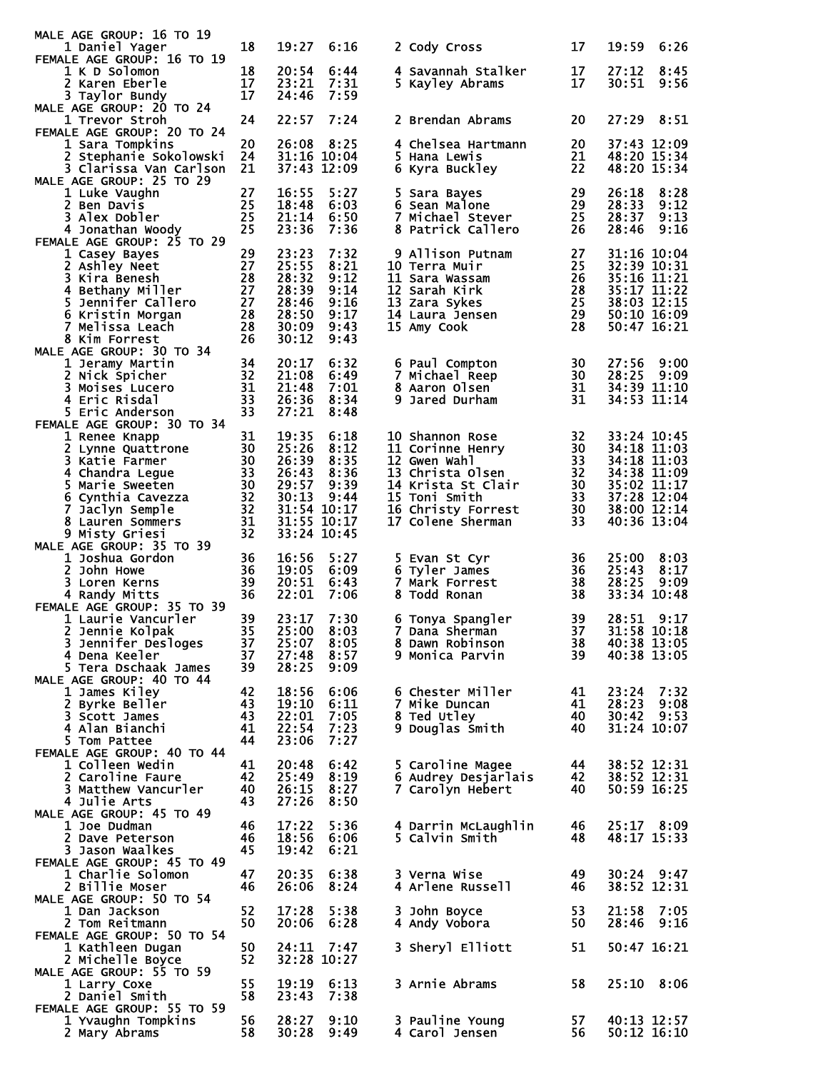MALE AGE GROUP: 16 TO 19

| Place | Name | Age | Time | Pace |
|---|---|---|---|---|
| 1 | Daniel Yager | 18 | 19:27 | 6:16 |
| 2 | Cody Cross | 17 | 19:59 | 6:26 |

FEMALE AGE GROUP: 16 TO 19

| Place | Name | Age | Time | Pace |
|---|---|---|---|---|
| 1 | K D Solomon | 18 | 20:54 | 6:44 |
| 2 | Karen Eberle | 17 | 23:21 | 7:31 |
| 3 | Taylor Bundy | 17 | 24:46 | 7:59 |
| 4 | Savannah Stalker | 17 | 27:12 | 8:45 |
| 5 | Kayley Abrams | 17 | 30:51 | 9:56 |

MALE AGE GROUP: 20 TO 24

| Place | Name | Age | Time | Pace |
|---|---|---|---|---|
| 1 | Trevor Stroh | 24 | 22:57 | 7:24 |
| 2 | Brendan Abrams | 20 | 27:29 | 8:51 |

FEMALE AGE GROUP: 20 TO 24

| Place | Name | Age | Time | Pace |
|---|---|---|---|---|
| 1 | Sara Tompkins | 20 | 26:08 | 8:25 |
| 2 | Stephanie Sokolowski | 24 | 31:16 | 10:04 |
| 3 | Clarissa Van Carlson | 21 | 37:43 | 12:09 |
| 4 | Chelsea Hartmann | 20 | 37:43 | 12:09 |
| 5 | Hana Lewis | 21 | 48:20 | 15:34 |
| 6 | Kyra Buckley | 22 | 48:20 | 15:34 |

MALE AGE GROUP: 25 TO 29

| Place | Name | Age | Time | Pace |
|---|---|---|---|---|
| 1 | Luke Vaughn | 27 | 16:55 | 5:27 |
| 2 | Ben Davis | 25 | 18:48 | 6:03 |
| 3 | Alex Dobler | 25 | 21:14 | 6:50 |
| 4 | Jonathan Woody | 25 | 23:36 | 7:36 |
| 5 | Sara Bayes | 29 | 26:18 | 8:28 |
| 6 | Sean Malone | 29 | 28:33 | 9:12 |
| 7 | Michael Stever | 25 | 28:37 | 9:13 |
| 8 | Patrick Callero | 26 | 28:46 | 9:16 |

FEMALE AGE GROUP: 25 TO 29

| Place | Name | Age | Time | Pace |
|---|---|---|---|---|
| 1 | Casey Bayes | 29 | 23:23 | 7:32 |
| 2 | Ashley Neet | 27 | 25:55 | 8:21 |
| 3 | Kira Benesh | 28 | 28:32 | 9:12 |
| 4 | Bethany Miller | 27 | 28:39 | 9:14 |
| 5 | Jennifer Callero | 27 | 28:46 | 9:16 |
| 6 | Kristin Morgan | 28 | 28:50 | 9:17 |
| 7 | Melissa Leach | 28 | 30:09 | 9:43 |
| 8 | Kim Forrest | 26 | 30:12 | 9:43 |
| 9 | Allison Putnam | 27 | 31:16 | 10:04 |
| 10 | Terra Muir | 25 | 32:39 | 10:31 |
| 11 | Sara Wassam | 26 | 35:16 | 11:21 |
| 12 | Sarah Kirk | 28 | 35:17 | 11:22 |
| 13 | Zara Sykes | 25 | 38:03 | 12:15 |
| 14 | Laura Jensen | 29 | 50:10 | 16:09 |
| 15 | Amy Cook | 28 | 50:47 | 16:21 |

MALE AGE GROUP: 30 TO 34

| Place | Name | Age | Time | Pace |
|---|---|---|---|---|
| 1 | Jeramy Martin | 34 | 20:17 | 6:32 |
| 2 | Nick Spicher | 32 | 21:08 | 6:49 |
| 3 | Moises Lucero | 31 | 21:48 | 7:01 |
| 4 | Eric Risdal | 33 | 26:36 | 8:34 |
| 5 | Eric Anderson | 33 | 27:21 | 8:48 |
| 6 | Paul Compton | 30 | 27:56 | 9:00 |
| 7 | Michael Reep | 30 | 28:25 | 9:09 |
| 8 | Aaron Olsen | 31 | 34:39 | 11:10 |
| 9 | Jared Durham | 31 | 34:53 | 11:14 |

FEMALE AGE GROUP: 30 TO 34

| Place | Name | Age | Time | Pace |
|---|---|---|---|---|
| 1 | Renee Knapp | 31 | 19:35 | 6:18 |
| 2 | Lynne Quattrone | 30 | 25:26 | 8:12 |
| 3 | Katie Farmer | 30 | 26:39 | 8:35 |
| 4 | Chandra Legue | 33 | 26:43 | 8:36 |
| 5 | Marie Sweeten | 30 | 29:57 | 9:39 |
| 6 | Cynthia Cavezza | 32 | 30:13 | 9:44 |
| 7 | Jaclyn Semple | 32 | 31:54 | 10:17 |
| 8 | Lauren Sommers | 31 | 31:55 | 10:17 |
| 9 | Misty Griesi | 32 | 33:24 | 10:45 |
| 10 | Shannon Rose | 32 | 33:24 | 10:45 |
| 11 | Corinne Henry | 30 | 34:18 | 11:03 |
| 12 | Gwen Wahl | 33 | 34:18 | 11:03 |
| 13 | Christa Olsen | 32 | 34:38 | 11:09 |
| 14 | Krista St Clair | 30 | 35:02 | 11:17 |
| 15 | Toni Smith | 33 | 37:28 | 12:04 |
| 16 | Christy Forrest | 30 | 38:00 | 12:14 |
| 17 | Colene Sherman | 33 | 40:36 | 13:04 |

MALE AGE GROUP: 35 TO 39

| Place | Name | Age | Time | Pace |
|---|---|---|---|---|
| 1 | Joshua Gordon | 36 | 16:56 | 5:27 |
| 2 | John Howe | 36 | 19:05 | 6:09 |
| 3 | Loren Kerns | 39 | 20:51 | 6:43 |
| 4 | Randy Mitts | 36 | 22:01 | 7:06 |
| 5 | Evan St Cyr | 36 | 25:00 | 8:03 |
| 6 | Tyler James | 36 | 25:43 | 8:17 |
| 7 | Mark Forrest | 38 | 28:25 | 9:09 |
| 8 | Todd Ronan | 38 | 33:34 | 10:48 |

FEMALE AGE GROUP: 35 TO 39

| Place | Name | Age | Time | Pace |
|---|---|---|---|---|
| 1 | Laurie Vancurler | 39 | 23:17 | 7:30 |
| 2 | Jennie Kolpak | 35 | 25:00 | 8:03 |
| 3 | Jennifer Desloges | 37 | 25:07 | 8:05 |
| 4 | Dena Keeler | 37 | 27:48 | 8:57 |
| 5 | Tera Dschaak James | 39 | 28:25 | 9:09 |
| 6 | Tonya Spangler | 39 | 28:51 | 9:17 |
| 7 | Dana Sherman | 37 | 31:58 | 10:18 |
| 8 | Dawn Robinson | 38 | 40:38 | 13:05 |
| 9 | Monica Parvin | 39 | 40:38 | 13:05 |

MALE AGE GROUP: 40 TO 44

| Place | Name | Age | Time | Pace |
|---|---|---|---|---|
| 1 | James Kiley | 42 | 18:56 | 6:06 |
| 2 | Byrke Beller | 43 | 19:10 | 6:11 |
| 3 | Scott James | 43 | 22:01 | 7:05 |
| 4 | Alan Bianchi | 41 | 22:54 | 7:23 |
| 5 | Tom Pattee | 44 | 23:06 | 7:27 |
| 6 | Chester Miller | 41 | 23:24 | 7:32 |
| 7 | Mike Duncan | 41 | 28:23 | 9:08 |
| 8 | Ted Utley | 40 | 30:42 | 9:53 |
| 9 | Douglas Smith | 40 | 31:24 | 10:07 |

FEMALE AGE GROUP: 40 TO 44

| Place | Name | Age | Time | Pace |
|---|---|---|---|---|
| 1 | Colleen Wedin | 41 | 20:48 | 6:42 |
| 2 | Caroline Faure | 42 | 25:49 | 8:19 |
| 3 | Matthew Vancurler | 40 | 26:15 | 8:27 |
| 4 | Julie Arts | 43 | 27:26 | 8:50 |
| 5 | Caroline Magee | 44 | 38:52 | 12:31 |
| 6 | Audrey Desjarlais | 42 | 38:52 | 12:31 |
| 7 | Carolyn Hebert | 40 | 50:59 | 16:25 |

MALE AGE GROUP: 45 TO 49

| Place | Name | Age | Time | Pace |
|---|---|---|---|---|
| 1 | Joe Dudman | 46 | 17:22 | 5:36 |
| 2 | Dave Peterson | 46 | 18:56 | 6:06 |
| 3 | Jason Waalkes | 45 | 19:42 | 6:21 |
| 4 | Darrin McLaughlin | 46 | 25:17 | 8:09 |
| 5 | Calvin Smith | 48 | 48:17 | 15:33 |

FEMALE AGE GROUP: 45 TO 49

| Place | Name | Age | Time | Pace |
|---|---|---|---|---|
| 1 | Charlie Solomon | 47 | 20:35 | 6:38 |
| 2 | Billie Moser | 46 | 26:06 | 8:24 |
| 3 | Verna Wise | 49 | 30:24 | 9:47 |
| 4 | Arlene Russell | 46 | 38:52 | 12:31 |

MALE AGE GROUP: 50 TO 54

| Place | Name | Age | Time | Pace |
|---|---|---|---|---|
| 1 | Dan Jackson | 52 | 17:28 | 5:38 |
| 2 | Tom Reitmann | 50 | 20:06 | 6:28 |
| 3 | John Boyce | 53 | 21:58 | 7:05 |
| 4 | Andy Vobora | 50 | 28:46 | 9:16 |

FEMALE AGE GROUP: 50 TO 54

| Place | Name | Age | Time | Pace |
|---|---|---|---|---|
| 1 | Kathleen Dugan | 50 | 24:11 | 7:47 |
| 2 | Michelle Boyce | 52 | 32:28 | 10:27 |
| 3 | Sheryl Elliott | 51 | 50:47 | 16:21 |

MALE AGE GROUP: 55 TO 59

| Place | Name | Age | Time | Pace |
|---|---|---|---|---|
| 1 | Larry Coxe | 55 | 19:19 | 6:13 |
| 2 | Daniel Smith | 58 | 23:43 | 7:38 |
| 3 | Arnie Abrams | 58 | 25:10 | 8:06 |

FEMALE AGE GROUP: 55 TO 59

| Place | Name | Age | Time | Pace |
|---|---|---|---|---|
| 1 | Yvaughn Tompkins | 56 | 28:27 | 9:10 |
| 2 | Mary Abrams | 58 | 30:28 | 9:49 |
| 3 | Pauline Young | 57 | 40:13 | 12:57 |
| 4 | Carol Jensen | 56 | 50:12 | 16:10 |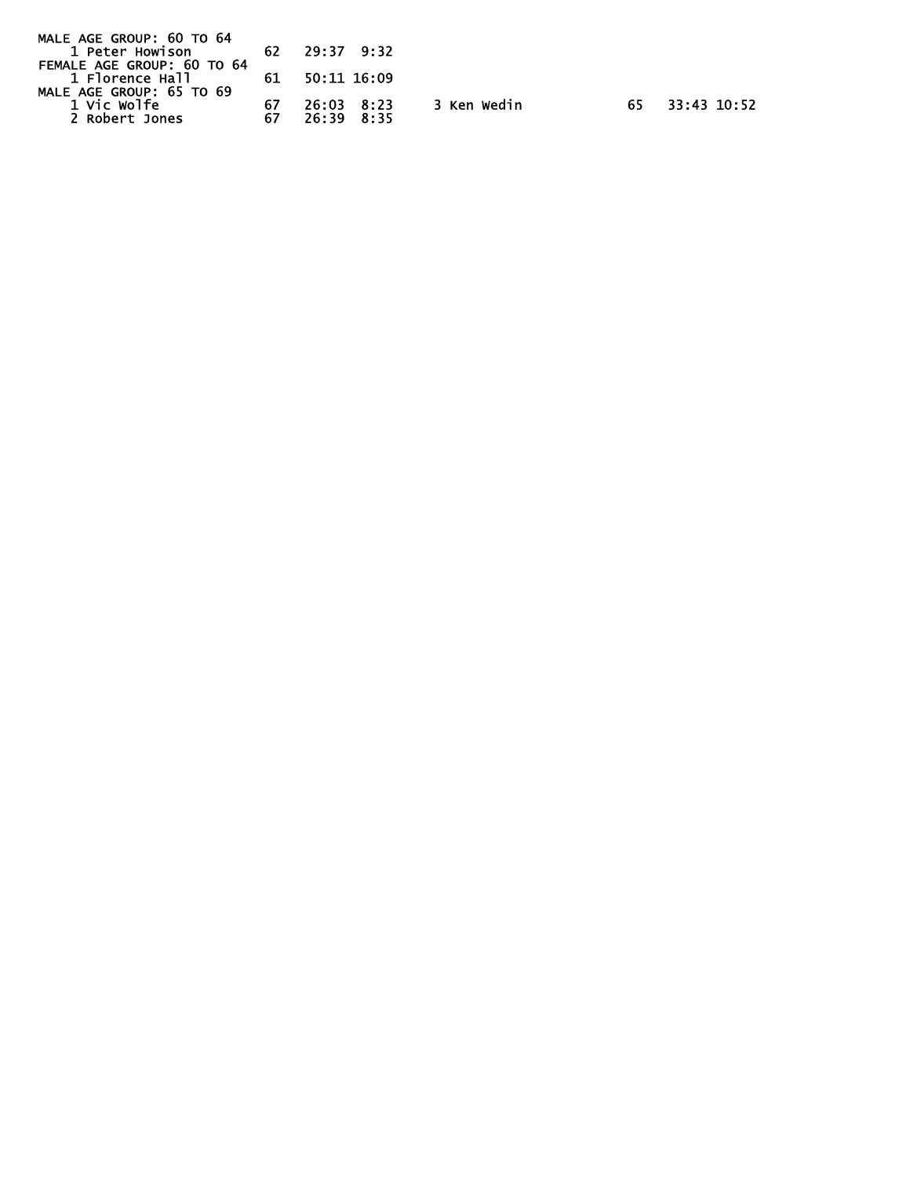MALE AGE GROUP: 60 TO 64

| | | | | |
|---|---|---|---|---|
| 1 | Peter Howison | 62 | 29:37 | 9:32 |

FEMALE AGE GROUP: 60 TO 64

| | | | | |
|---|---|---|---|---|
| 1 | Florence Hall | 61 | 50:11 | 16:09 |

MALE AGE GROUP: 65 TO 69

| | | | | |
|---|---|---|---|---|
| 1 | Vic Wolfe | 67 | 26:03 | 8:23 |
| 2 | Robert Jones | 67 | 26:39 | 8:35 |
| 3 | Ken Wedin | 65 | 33:43 | 10:52 |